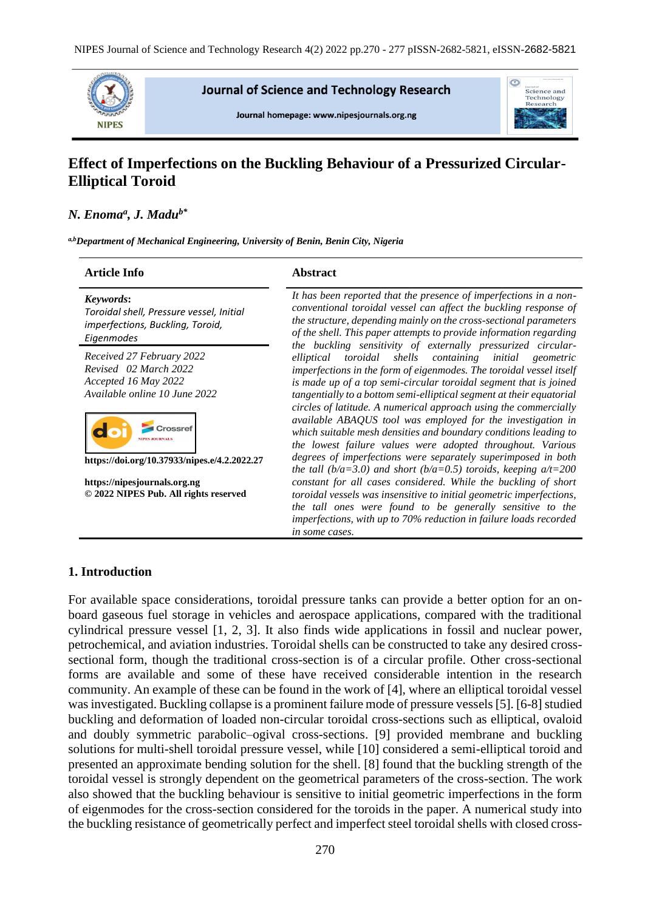# Effect of Imperfections on the Buckling Behaviour of a Pressurized Circular-Elliptical Toroid

*N. Enoma[a], J. Madu[b\*]*

*[a,b]Department of Mechanical Engineering, University of Benin, Benin City, Nigeria*

## Article Info

***Keywords*:**
*Toroidal shell, Pressure vessel, Initial imperfections, Buckling, Toroid, Eigenmodes*

*Received 27 February 2022*
*Revised 02 March 2022*
*Accepted 16 May 2022*
*Available online 10 June 2022*

**https://doi.org/10.37933/nipes.e/4.2.2022.27**

**https://nipesjournals.org.ng**
**© 2022 NIPES Pub. All rights reserved**

## Abstract

*It has been reported that the presence of imperfections in a non-conventional toroidal vessel can affect the buckling response of the structure, depending mainly on the cross-sectional parameters of the shell. This paper attempts to provide information regarding the buckling sensitivity of externally pressurized circular-elliptical toroidal shells containing initial geometric imperfections in the form of eigenmodes. The toroidal vessel itself is made up of a top semi-circular toroidal segment that is joined tangentially to a bottom semi-elliptical segment at their equatorial circles of latitude. A numerical approach using the commercially available ABAQUS tool was employed for the investigation in which suitable mesh densities and boundary conditions leading to the lowest failure values were adopted throughout. Various degrees of imperfections were separately superimposed in both the tall (b/a=3.0) and short (b/a=0.5) toroids, keeping a/t=200 constant for all cases considered. While the buckling of short toroidal vessels was insensitive to initial geometric imperfections, the tall ones were found to be generally sensitive to the imperfections, with up to 70% reduction in failure loads recorded in some cases.*

## 1. Introduction

For available space considerations, toroidal pressure tanks can provide a better option for an on-board gaseous fuel storage in vehicles and aerospace applications, compared with the traditional cylindrical pressure vessel [1, 2, 3]. It also finds wide applications in fossil and nuclear power, petrochemical, and aviation industries. Toroidal shells can be constructed to take any desired cross-sectional form, though the traditional cross-section is of a circular profile. Other cross-sectional forms are available and some of these have received considerable intention in the research community. An example of these can be found in the work of [4], where an elliptical toroidal vessel was investigated. Buckling collapse is a prominent failure mode of pressure vessels [5]. [6-8] studied buckling and deformation of loaded non-circular toroidal cross-sections such as elliptical, ovaloid and doubly symmetric parabolic–ogival cross-sections. [9] provided membrane and buckling solutions for multi-shell toroidal pressure vessel, while [10] considered a semi-elliptical toroid and presented an approximate bending solution for the shell. [8] found that the buckling strength of the toroidal vessel is strongly dependent on the geometrical parameters of the cross-section. The work also showed that the buckling behaviour is sensitive to initial geometric imperfections in the form of eigenmodes for the cross-section considered for the toroids in the paper. A numerical study into the buckling resistance of geometrically perfect and imperfect steel toroidal shells with closed cross-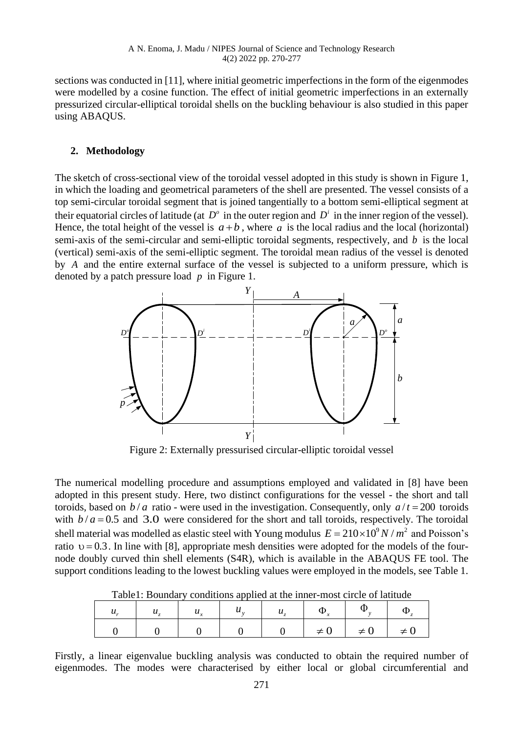sections was conducted in [11], where initial geometric imperfections in the form of the eigenmodes were modelled by a cosine function. The effect of initial geometric imperfections in an externally pressurized circular-elliptical toroidal shells on the buckling behaviour is also studied in this paper using ABAQUS.

## 2. Methodology

The sketch of cross-sectional view of the toroidal vessel adopted in this study is shown in Figure 1, in which the loading and geometrical parameters of the shell are presented. The vessel consists of a top semi-circular toroidal segment that is joined tangentially to a bottom semi-elliptical segment at their equatorial circles of latitude (at $D^o$ in the outer region and $D^i$ in the inner region of the vessel). Hence, the total height of the vessel is $a+b$, where $a$ is the local radius and the local (horizontal) semi-axis of the semi-circular and semi-elliptic toroidal segments, respectively, and $b$ is the local (vertical) semi-axis of the semi-elliptic segment. The toroidal mean radius of the vessel is denoted by $A$ and the entire external surface of the vessel is subjected to a uniform pressure, which is denoted by a patch pressure load $p$ in Figure 1.

Figure 2: Externally pressurised circular-elliptic toroidal vessel

The numerical modelling procedure and assumptions employed and validated in [8] have been adopted in this present study. Here, two distinct configurations for the vessel - the short and tall toroids, based on $b/a$ ratio - were used in the investigation. Consequently, only $a/t = 200$ toroids with $b/a = 0.5$ and $3.0$ were considered for the short and tall toroids, respectively. The toroidal shell material was modelled as elastic steel with Young modulus $E = 210 \times 10^9 N/m^2$ and Poisson's ratio $\upsilon = 0.3$. In line with [8], appropriate mesh densities were adopted for the models of the four-node doubly curved thin shell elements (S4R), which is available in the ABAQUS FE tool. The support conditions leading to the lowest buckling values were employed in the models, see Table 1.

Table1: Boundary conditions applied at the inner-most circle of latitude

| $u_r$ | $u_z$ | $u_x$ | $u_y$ | $u_z$ | $\Phi_x$ | $\Phi_y$ | $\Phi_z$ |
|---|---|---|---|---|---|---|---|
| 0 | 0 | 0 | 0 | 0 | $\neq 0$ | $\neq 0$ | $\neq 0$ |

Firstly, a linear eigenvalue buckling analysis was conducted to obtain the required number of eigenmodes. The modes were characterised by either local or global circumferential and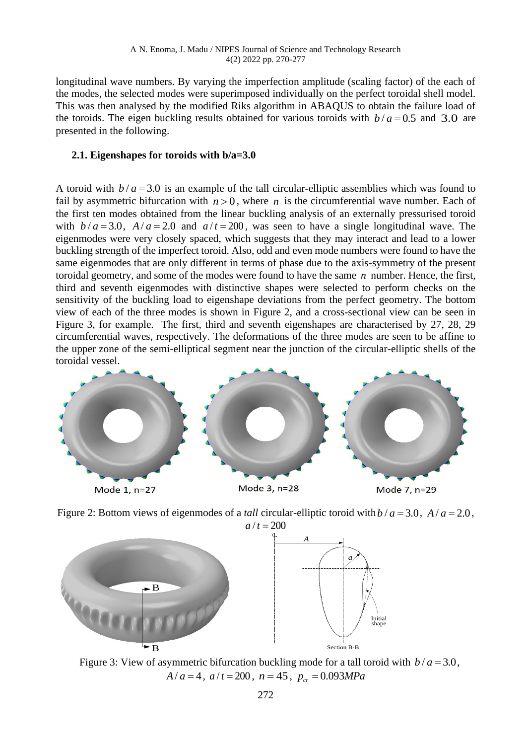longitudinal wave numbers. By varying the imperfection amplitude (scaling factor) of the each of the modes, the selected modes were superimposed individually on the perfect toroidal shell model. This was then analysed by the modified Riks algorithm in ABAQUS to obtain the failure load of the toroids. The eigen buckling results obtained for various toroids with $b/a = 0.5$ and $3.0$ are presented in the following.

### 2.1. Eigenshapes for toroids with b/a=3.0

A toroid with $b/a = 3.0$ is an example of the tall circular-elliptic assemblies which was found to fail by asymmetric bifurcation with $n > 0$, where $n$ is the circumferential wave number. Each of the first ten modes obtained from the linear buckling analysis of an externally pressurised toroid with $b/a = 3.0$, $A/a = 2.0$ and $a/t = 200$, was seen to have a single longitudinal wave. The eigenmodes were very closely spaced, which suggests that they may interact and lead to a lower buckling strength of the imperfect toroid. Also, odd and even mode numbers were found to have the same eigenmodes that are only different in terms of phase due to the axis-symmetry of the present toroidal geometry, and some of the modes were found to have the same $n$ number. Hence, the first, third and seventh eigenmodes with distinctive shapes were selected to perform checks on the sensitivity of the buckling load to eigenshape deviations from the perfect geometry. The bottom view of each of the three modes is shown in Figure 2, and a cross-sectional view can be seen in Figure 3, for example. The first, third and seventh eigenshapes are characterised by 27, 28, 29 circumferential waves, respectively. The deformations of the three modes are seen to be affine to the upper zone of the semi-elliptical segment near the junction of the circular-elliptic shells of the toroidal vessel.

Mode 1, n=27 Mode 3, n=28 Mode 7, n=29

Figure 2: Bottom views of eigenmodes of a *tall* circular-elliptic toroid with $b/a = 3.0$, $A/a = 2.0$, $a/t = 200$

Section B-B

Figure 3: View of asymmetric bifurcation buckling mode for a tall toroid with $b/a = 3.0$, $A/a = 4$, $a/t = 200$, $n = 45$, $p_{cr} = 0.093MPa$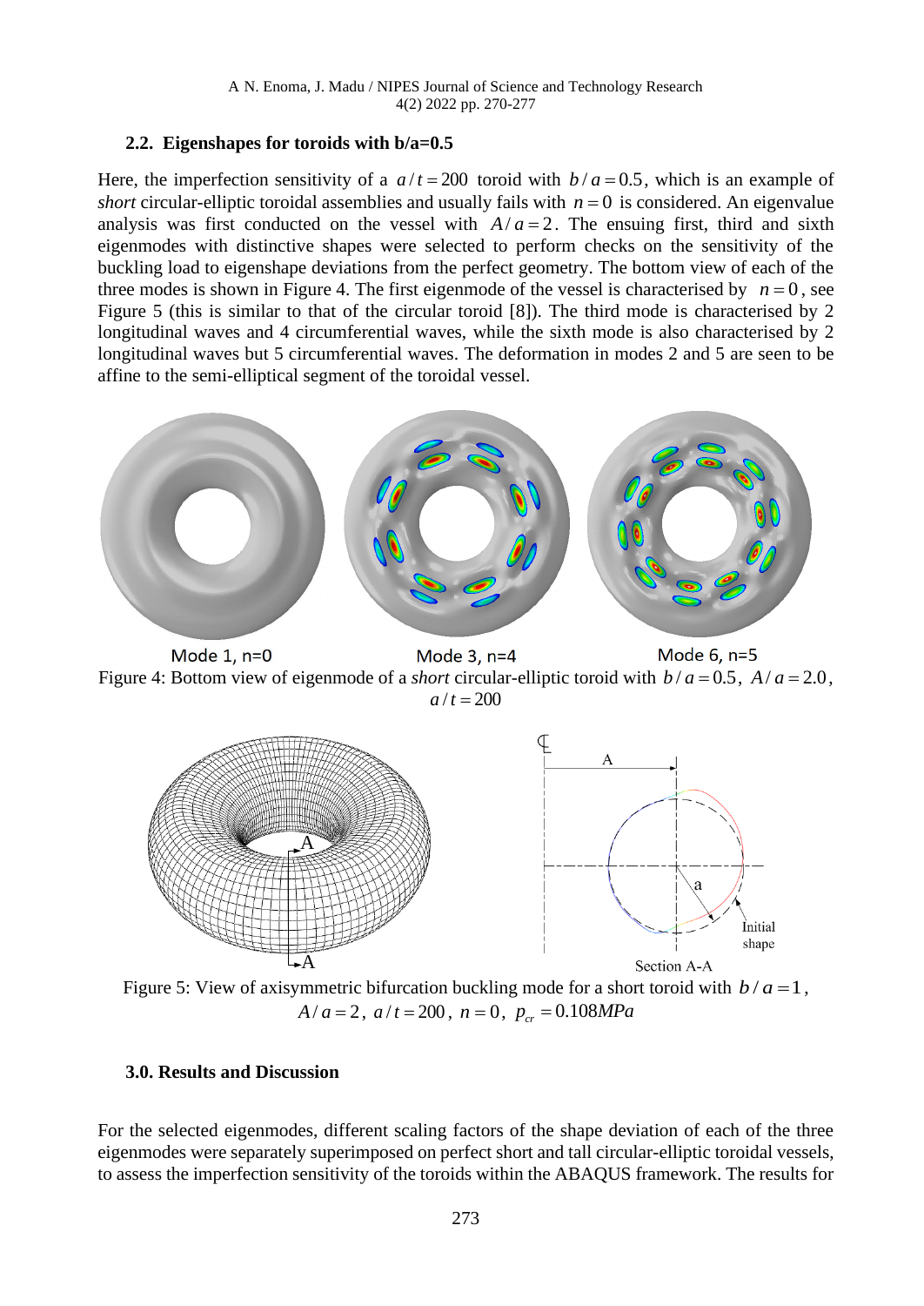### 2.2. Eigenshapes for toroids with b/a=0.5

Here, the imperfection sensitivity of a $a/t = 200$ toroid with $b/a = 0.5$, which is an example of *short* circular-elliptic toroidal assemblies and usually fails with $n = 0$ is considered. An eigenvalue analysis was first conducted on the vessel with $A/a = 2$. The ensuing first, third and sixth eigenmodes with distinctive shapes were selected to perform checks on the sensitivity of the buckling load to eigenshape deviations from the perfect geometry. The bottom view of each of the three modes is shown in Figure 4. The first eigenmode of the vessel is characterised by $n = 0$, see Figure 5 (this is similar to that of the circular toroid [8]). The third mode is characterised by 2 longitudinal waves and 4 circumferential waves, while the sixth mode is also characterised by 2 longitudinal waves but 5 circumferential waves. The deformation in modes 2 and 5 are seen to be affine to the semi-elliptical segment of the toroidal vessel.

Mode 1, n=0 &nbsp;&nbsp;&nbsp;&nbsp; Mode 3, n=4 &nbsp;&nbsp;&nbsp;&nbsp; Mode 6, n=5

Figure 4: Bottom view of eigenmode of a *short* circular-elliptic toroid with $b/a = 0.5$, $A/a = 2.0$, $a/t = 200$

Figure 5: View of axisymmetric bifurcation buckling mode for a short toroid with $b/a = 1$, $A/a = 2$, $a/t = 200$, $n = 0$, $p_{cr} = 0.108 MPa$

## 3.0. Results and Discussion

For the selected eigenmodes, different scaling factors of the shape deviation of each of the three eigenmodes were separately superimposed on perfect short and tall circular-elliptic toroidal vessels, to assess the imperfection sensitivity of the toroids within the ABAQUS framework. The results for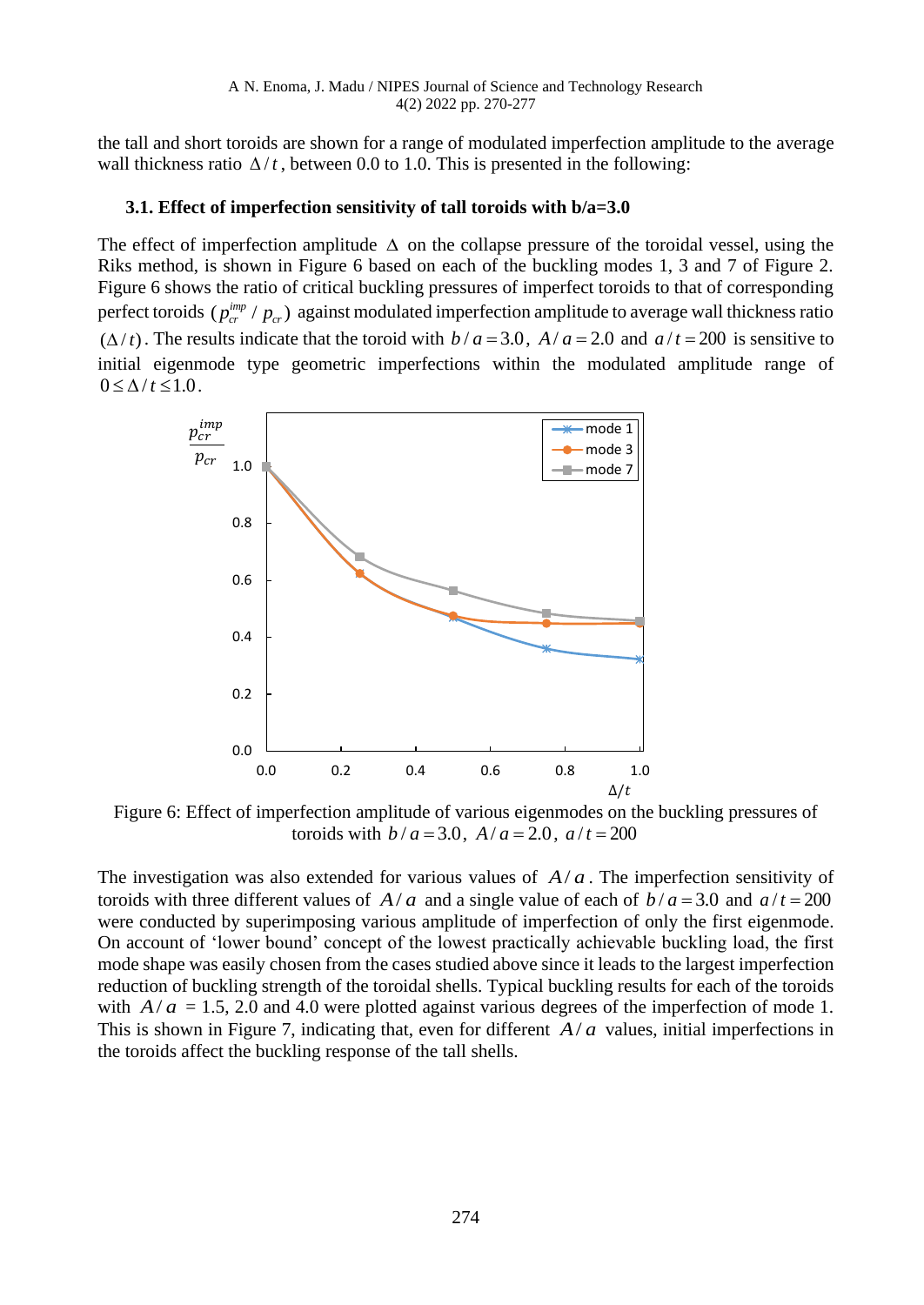the tall and short toroids are shown for a range of modulated imperfection amplitude to the average wall thickness ratio $\Delta/t$, between 0.0 to 1.0. This is presented in the following:

### 3.1. Effect of imperfection sensitivity of tall toroids with b/a=3.0

The effect of imperfection amplitude $\Delta$ on the collapse pressure of the toroidal vessel, using the Riks method, is shown in Figure 6 based on each of the buckling modes 1, 3 and 7 of Figure 2. Figure 6 shows the ratio of critical buckling pressures of imperfect toroids to that of corresponding perfect toroids ($p_{cr}^{imp}/p_{cr}$) against modulated imperfection amplitude to average wall thickness ratio $(\Delta/t)$. The results indicate that the toroid with $b/a = 3.0$, $A/a = 2.0$ and $a/t = 200$ is sensitive to initial eigenmode type geometric imperfections within the modulated amplitude range of $0 \leq \Delta/t \leq 1.0$.

Figure 6: Effect of imperfection amplitude of various eigenmodes on the buckling pressures of toroids with $b/a = 3.0$, $A/a = 2.0$, $a/t = 200$

The investigation was also extended for various values of $A/a$. The imperfection sensitivity of toroids with three different values of $A/a$ and a single value of each of $b/a = 3.0$ and $a/t = 200$ were conducted by superimposing various amplitude of imperfection of only the first eigenmode. On account of 'lower bound' concept of the lowest practically achievable buckling load, the first mode shape was easily chosen from the cases studied above since it leads to the largest imperfection reduction of buckling strength of the toroidal shells. Typical buckling results for each of the toroids with $A/a$ = 1.5, 2.0 and 4.0 were plotted against various degrees of the imperfection of mode 1. This is shown in Figure 7, indicating that, even for different $A/a$ values, initial imperfections in the toroids affect the buckling response of the tall shells.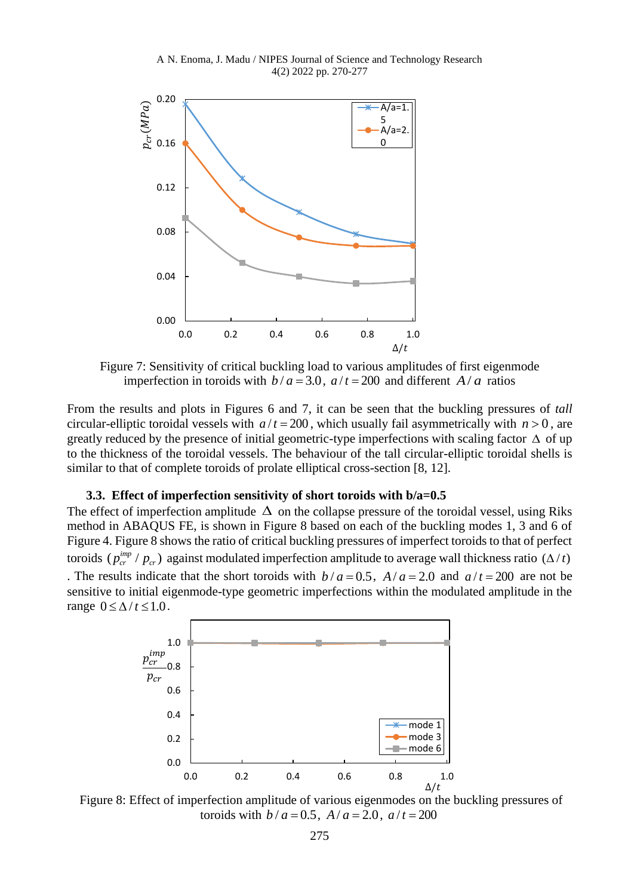Figure 7: Sensitivity of critical buckling load to various amplitudes of first eigenmode imperfection in toroids with $b/a = 3.0$, $a/t = 200$ and different $A/a$ ratios

From the results and plots in Figures 6 and 7, it can be seen that the buckling pressures of *tall* circular-elliptic toroidal vessels with $a/t = 200$, which usually fail asymmetrically with $n > 0$, are greatly reduced by the presence of initial geometric-type imperfections with scaling factor $\Delta$ of up to the thickness of the toroidal vessels. The behaviour of the tall circular-elliptic toroidal shells is similar to that of complete toroids of prolate elliptical cross-section [8, 12].

### 3.3. Effect of imperfection sensitivity of short toroids with b/a=0.5

The effect of imperfection amplitude $\Delta$ on the collapse pressure of the toroidal vessel, using Riks method in ABAQUS FE, is shown in Figure 8 based on each of the buckling modes 1, 3 and 6 of Figure 4. Figure 8 shows the ratio of critical buckling pressures of imperfect toroids to that of perfect toroids ($p_{cr}^{imp} / p_{cr}$) against modulated imperfection amplitude to average wall thickness ratio ($\Delta / t$). The results indicate that the short toroids with $b/a = 0.5$, $A/a = 2.0$ and $a/t = 200$ are not be sensitive to initial eigenmode-type geometric imperfections within the modulated amplitude in the range $0 \le \Delta / t \le 1.0$.

Figure 8: Effect of imperfection amplitude of various eigenmodes on the buckling pressures of toroids with $b/a = 0.5$, $A/a = 2.0$, $a/t = 200$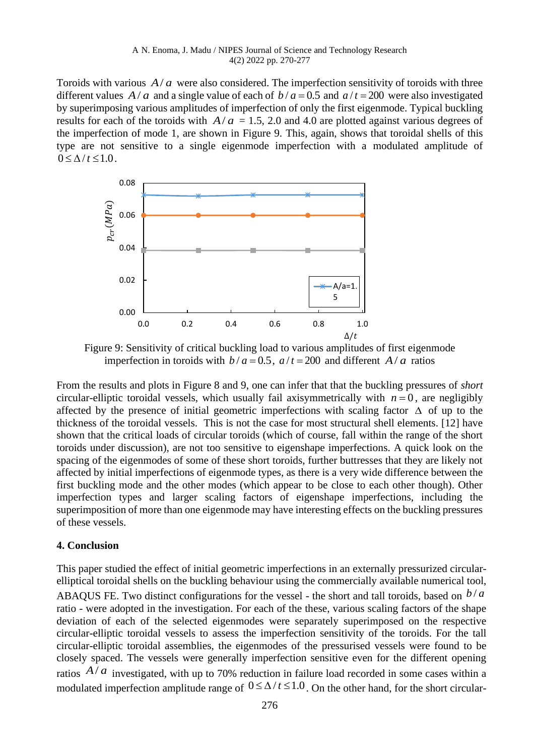Toroids with various $A/a$ were also considered. The imperfection sensitivity of toroids with three different values $A/a$ and a single value of each of $b/a = 0.5$ and $a/t = 200$ were also investigated by superimposing various amplitudes of imperfection of only the first eigenmode. Typical buckling results for each of the toroids with $A/a$ = 1.5, 2.0 and 4.0 are plotted against various degrees of the imperfection of mode 1, are shown in Figure 9. This, again, shows that toroidal shells of this type are not sensitive to a single eigenmode imperfection with a modulated amplitude of $0 \le \Delta/t \le 1.0$.

Figure 9: Sensitivity of critical buckling load to various amplitudes of first eigenmode imperfection in toroids with $b/a = 0.5$, $a/t = 200$ and different $A/a$ ratios

From the results and plots in Figure 8 and 9, one can infer that that the buckling pressures of *short* circular-elliptic toroidal vessels, which usually fail axisymmetrically with $n = 0$, are negligibly affected by the presence of initial geometric imperfections with scaling factor $\Delta$ of up to the thickness of the toroidal vessels. This is not the case for most structural shell elements. [12] have shown that the critical loads of circular toroids (which of course, fall within the range of the short toroids under discussion), are not too sensitive to eigenshape imperfections. A quick look on the spacing of the eigenmodes of some of these short toroids, further buttresses that they are likely not affected by initial imperfections of eigenmode types, as there is a very wide difference between the first buckling mode and the other modes (which appear to be close to each other though). Other imperfection types and larger scaling factors of eigenshape imperfections, including the superimposition of more than one eigenmode may have interesting effects on the buckling pressures of these vessels.

## 4. Conclusion

This paper studied the effect of initial geometric imperfections in an externally pressurized circular-elliptical toroidal shells on the buckling behaviour using the commercially available numerical tool, ABAQUS FE. Two distinct configurations for the vessel - the short and tall toroids, based on $b/a$ ratio - were adopted in the investigation. For each of the these, various scaling factors of the shape deviation of each of the selected eigenmodes were separately superimposed on the respective circular-elliptic toroidal vessels to assess the imperfection sensitivity of the toroids. For the tall circular-elliptic toroidal assemblies, the eigenmodes of the pressurised vessels were found to be closely spaced. The vessels were generally imperfection sensitive even for the different opening ratios $A/a$ investigated, with up to 70% reduction in failure load recorded in some cases within a modulated imperfection amplitude range of $0 \le \Delta/t \le 1.0$. On the other hand, for the short circular-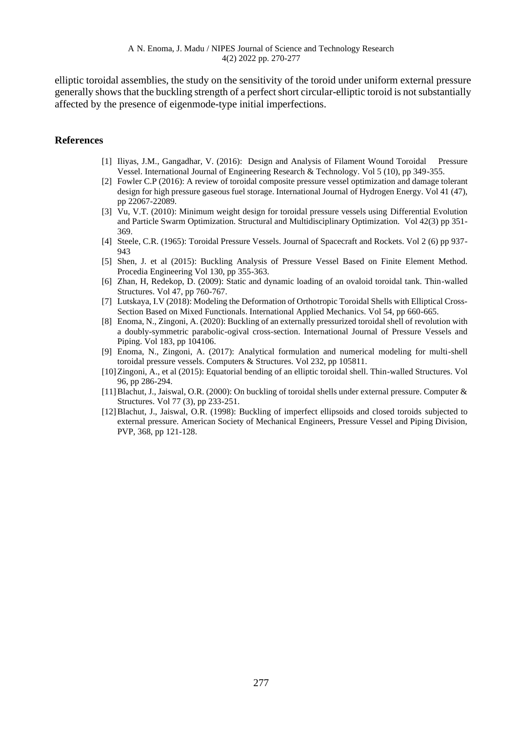elliptic toroidal assemblies, the study on the sensitivity of the toroid under uniform external pressure generally shows that the buckling strength of a perfect short circular-elliptic toroid is not substantially affected by the presence of eigenmode-type initial imperfections.

## References

[1] Iliyas, J.M., Gangadhar, V. (2016): Design and Analysis of Filament Wound Toroidal Pressure Vessel. International Journal of Engineering Research & Technology. Vol 5 (10), pp 349-355.

[2] Fowler C.P (2016): A review of toroidal composite pressure vessel optimization and damage tolerant design for high pressure gaseous fuel storage. International Journal of Hydrogen Energy. Vol 41 (47), pp 22067-22089.

[3] Vu, V.T. (2010): Minimum weight design for toroidal pressure vessels using Differential Evolution and Particle Swarm Optimization. Structural and Multidisciplinary Optimization. Vol 42(3) pp 351-369.

[4] Steele, C.R. (1965): Toroidal Pressure Vessels. Journal of Spacecraft and Rockets. Vol 2 (6) pp 937-943

[5] Shen, J. et al (2015): Buckling Analysis of Pressure Vessel Based on Finite Element Method. Procedia Engineering Vol 130, pp 355-363.

[6] Zhan, H, Redekop, D. (2009): Static and dynamic loading of an ovaloid toroidal tank. Thin-walled Structures. Vol 47, pp 760-767.

[7] Lutskaya, I.V (2018): Modeling the Deformation of Orthotropic Toroidal Shells with Elliptical Cross-Section Based on Mixed Functionals. International Applied Mechanics. Vol 54, pp 660-665.

[8] Enoma, N., Zingoni, A. (2020): Buckling of an externally pressurized toroidal shell of revolution with a doubly-symmetric parabolic-ogival cross-section. International Journal of Pressure Vessels and Piping. Vol 183, pp 104106.

[9] Enoma, N., Zingoni, A. (2017): Analytical formulation and numerical modeling for multi-shell toroidal pressure vessels. Computers & Structures. Vol 232, pp 105811.

[10] Zingoni, A., et al (2015): Equatorial bending of an elliptic toroidal shell. Thin-walled Structures. Vol 96, pp 286-294.

[11] Blachut, J., Jaiswal, O.R. (2000): On buckling of toroidal shells under external pressure. Computer & Structures. Vol 77 (3), pp 233-251.

[12] Blachut, J., Jaiswal, O.R. (1998): Buckling of imperfect ellipsoids and closed toroids subjected to external pressure. American Society of Mechanical Engineers, Pressure Vessel and Piping Division, PVP, 368, pp 121-128.